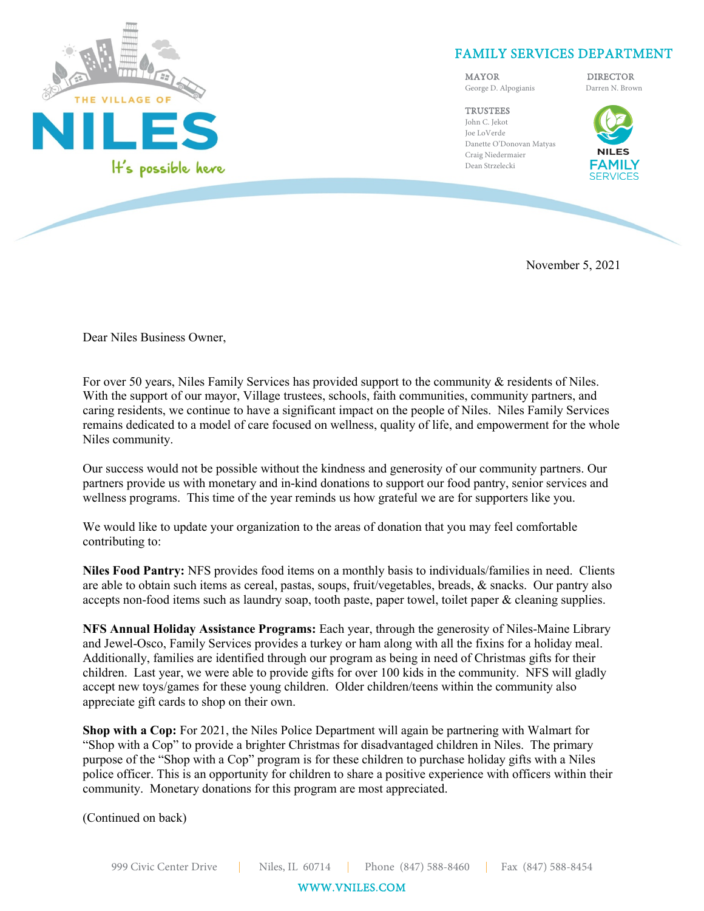THE VILLAGE OF NILES

It's possible here

## FAMILY SERVICES DEPARTMENT

MAYOR
George D. Alpogianis

DIRECTOR
Darren N. Brown

TRUSTEES
John C. Jekot
Joe LoVerde
Danette O'Donovan Matyas
Craig Niedermaier
Dean Strzelecki

NILES FAMILY SERVICES

November 5, 2021

Dear Niles Business Owner,

For over 50 years, Niles Family Services has provided support to the community & residents of Niles. With the support of our mayor, Village trustees, schools, faith communities, community partners, and caring residents, we continue to have a significant impact on the people of Niles. Niles Family Services remains dedicated to a model of care focused on wellness, quality of life, and empowerment for the whole Niles community.

Our success would not be possible without the kindness and generosity of our community partners. Our partners provide us with monetary and in-kind donations to support our food pantry, senior services and wellness programs. This time of the year reminds us how grateful we are for supporters like you.

We would like to update your organization to the areas of donation that you may feel comfortable contributing to:

**Niles Food Pantry:** NFS provides food items on a monthly basis to individuals/families in need. Clients are able to obtain such items as cereal, pastas, soups, fruit/vegetables, breads, & snacks. Our pantry also accepts non-food items such as laundry soap, tooth paste, paper towel, toilet paper & cleaning supplies.

**NFS Annual Holiday Assistance Programs:** Each year, through the generosity of Niles-Maine Library and Jewel-Osco, Family Services provides a turkey or ham along with all the fixins for a holiday meal. Additionally, families are identified through our program as being in need of Christmas gifts for their children. Last year, we were able to provide gifts for over 100 kids in the community. NFS will gladly accept new toys/games for these young children. Older children/teens within the community also appreciate gift cards to shop on their own.

**Shop with a Cop:** For 2021, the Niles Police Department will again be partnering with Walmart for "Shop with a Cop" to provide a brighter Christmas for disadvantaged children in Niles. The primary purpose of the "Shop with a Cop" program is for these children to purchase holiday gifts with a Niles police officer. This is an opportunity for children to share a positive experience with officers within their community. Monetary donations for this program are most appreciated.

(Continued on back)

999 Civic Center Drive | Niles, IL 60714 | Phone (847) 588-8460 | Fax (847) 588-8454

WWW.VNILES.COM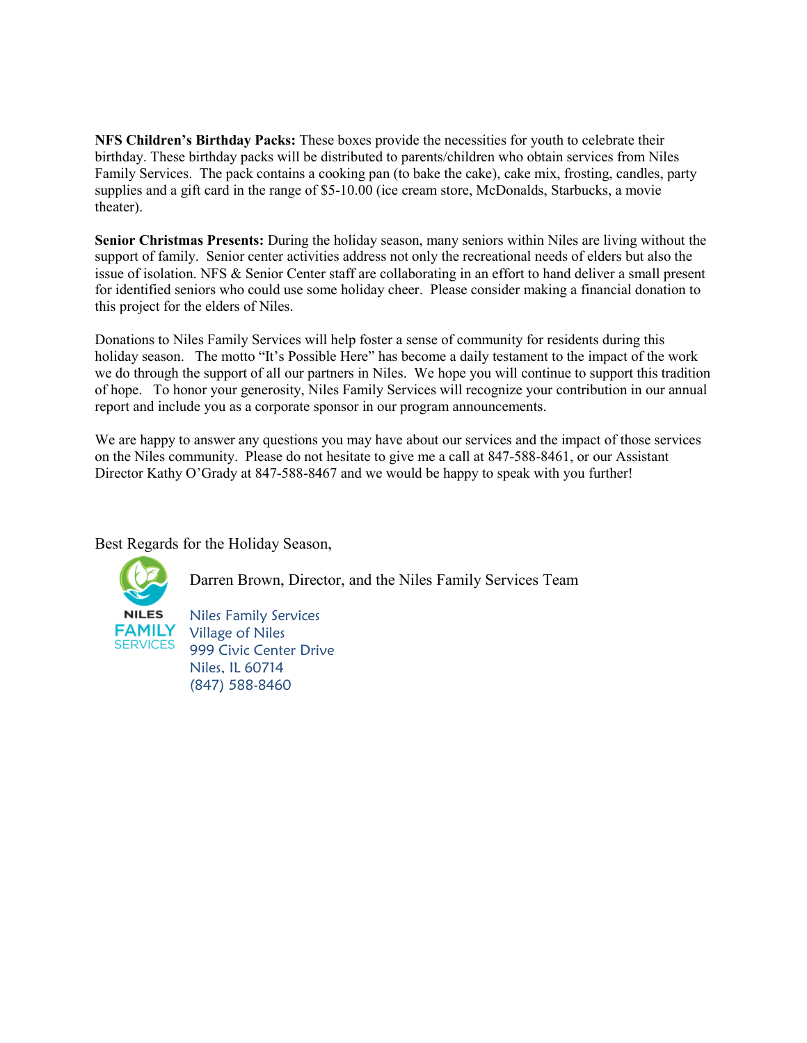**NFS Children's Birthday Packs:** These boxes provide the necessities for youth to celebrate their birthday. These birthday packs will be distributed to parents/children who obtain services from Niles Family Services. The pack contains a cooking pan (to bake the cake), cake mix, frosting, candles, party supplies and a gift card in the range of $5-10.00 (ice cream store, McDonalds, Starbucks, a movie theater).

**Senior Christmas Presents:** During the holiday season, many seniors within Niles are living without the support of family. Senior center activities address not only the recreational needs of elders but also the issue of isolation. NFS & Senior Center staff are collaborating in an effort to hand deliver a small present for identified seniors who could use some holiday cheer. Please consider making a financial donation to this project for the elders of Niles.

Donations to Niles Family Services will help foster a sense of community for residents during this holiday season. The motto "It's Possible Here" has become a daily testament to the impact of the work we do through the support of all our partners in Niles. We hope you will continue to support this tradition of hope. To honor your generosity, Niles Family Services will recognize your contribution in our annual report and include you as a corporate sponsor in our program announcements.

We are happy to answer any questions you may have about our services and the impact of those services on the Niles community. Please do not hesitate to give me a call at 847-588-8461, or our Assistant Director Kathy O'Grady at 847-588-8467 and we would be happy to speak with you further!

Best Regards for the Holiday Season,

NILES FAMILY SERVICES

Darren Brown, Director, and the Niles Family Services Team

Niles Family Services
Village of Niles
999 Civic Center Drive
Niles, IL 60714
(847) 588-8460